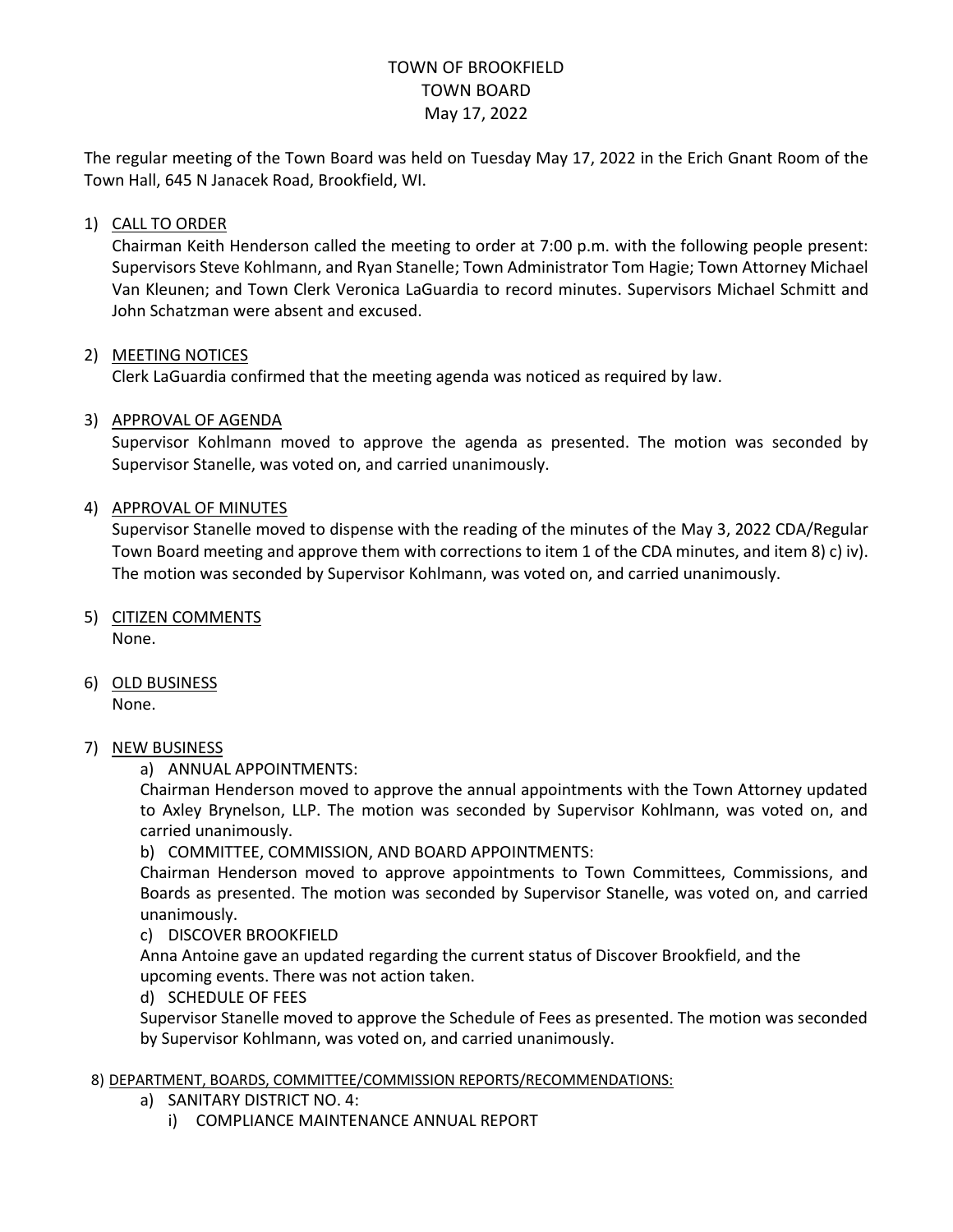# TOWN OF BROOKFIELD
## TOWN BOARD
## May 17, 2022

The regular meeting of the Town Board was held on Tuesday May 17, 2022 in the Erich Gnant Room of the Town Hall, 645 N Janacek Road, Brookfield, WI.

1) <u>CALL TO ORDER</u>

   Chairman Keith Henderson called the meeting to order at 7:00 p.m. with the following people present: Supervisors Steve Kohlmann, and Ryan Stanelle; Town Administrator Tom Hagie; Town Attorney Michael Van Kleunen; and Town Clerk Veronica LaGuardia to record minutes. Supervisors Michael Schmitt and John Schatzman were absent and excused.

2) <u>MEETING NOTICES</u>

   Clerk LaGuardia confirmed that the meeting agenda was noticed as required by law.

3) <u>APPROVAL OF AGENDA</u>

   Supervisor Kohlmann moved to approve the agenda as presented. The motion was seconded by Supervisor Stanelle, was voted on, and carried unanimously.

4) <u>APPROVAL OF MINUTES</u>

   Supervisor Stanelle moved to dispense with the reading of the minutes of the May 3, 2022 CDA/Regular Town Board meeting and approve them with corrections to item 1 of the CDA minutes, and item 8) c) iv). The motion was seconded by Supervisor Kohlmann, was voted on, and carried unanimously.

5) <u>CITIZEN COMMENTS</u>

   None.

6) <u>OLD BUSINESS</u>

   None.

7) <u>NEW BUSINESS</u>

   a) ANNUAL APPOINTMENTS:

   Chairman Henderson moved to approve the annual appointments with the Town Attorney updated to Axley Brynelson, LLP. The motion was seconded by Supervisor Kohlmann, was voted on, and carried unanimously.

   b) COMMITTEE, COMMISSION, AND BOARD APPOINTMENTS:

   Chairman Henderson moved to approve appointments to Town Committees, Commissions, and Boards as presented. The motion was seconded by Supervisor Stanelle, was voted on, and carried unanimously.

   c) DISCOVER BROOKFIELD

   Anna Antoine gave an updated regarding the current status of Discover Brookfield, and the upcoming events. There was not action taken.

   d) SCHEDULE OF FEES

   Supervisor Stanelle moved to approve the Schedule of Fees as presented. The motion was seconded by Supervisor Kohlmann, was voted on, and carried unanimously.

8) <u>DEPARTMENT, BOARDS, COMMITTEE/COMMISSION REPORTS/RECOMMENDATIONS:</u>

   a) SANITARY DISTRICT NO. 4:

      i) COMPLIANCE MAINTENANCE ANNUAL REPORT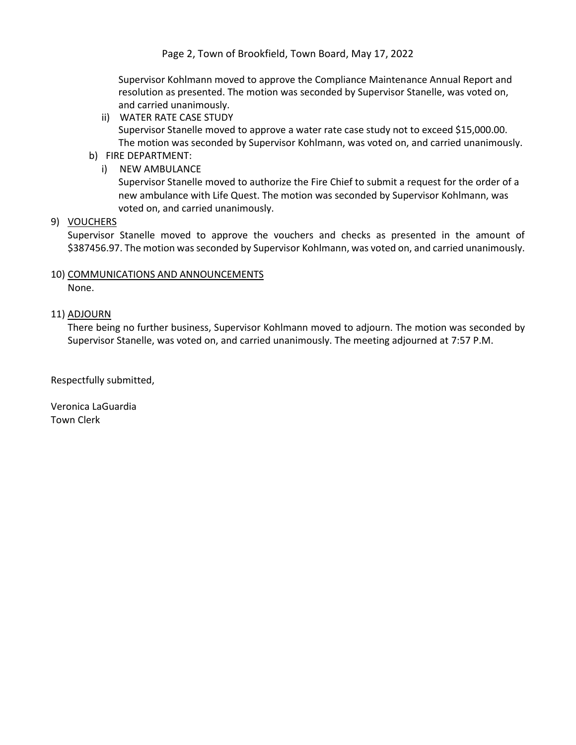Supervisor Kohlmann moved to approve the Compliance Maintenance Annual Report and resolution as presented. The motion was seconded by Supervisor Stanelle, was voted on, and carried unanimously.

ii) WATER RATE CASE STUDY

Supervisor Stanelle moved to approve a water rate case study not to exceed $15,000.00. The motion was seconded by Supervisor Kohlmann, was voted on, and carried unanimously.

b) FIRE DEPARTMENT:

i) NEW AMBULANCE

Supervisor Stanelle moved to authorize the Fire Chief to submit a request for the order of a new ambulance with Life Quest. The motion was seconded by Supervisor Kohlmann, was voted on, and carried unanimously.

9) <u>VOUCHERS</u>

Supervisor Stanelle moved to approve the vouchers and checks as presented in the amount of $387456.97. The motion was seconded by Supervisor Kohlmann, was voted on, and carried unanimously.

10) <u>COMMUNICATIONS AND ANNOUNCEMENTS</u>

None.

11) <u>ADJOURN</u>

There being no further business, Supervisor Kohlmann moved to adjourn. The motion was seconded by Supervisor Stanelle, was voted on, and carried unanimously. The meeting adjourned at 7:57 P.M.

Respectfully submitted,

Veronica LaGuardia
Town Clerk